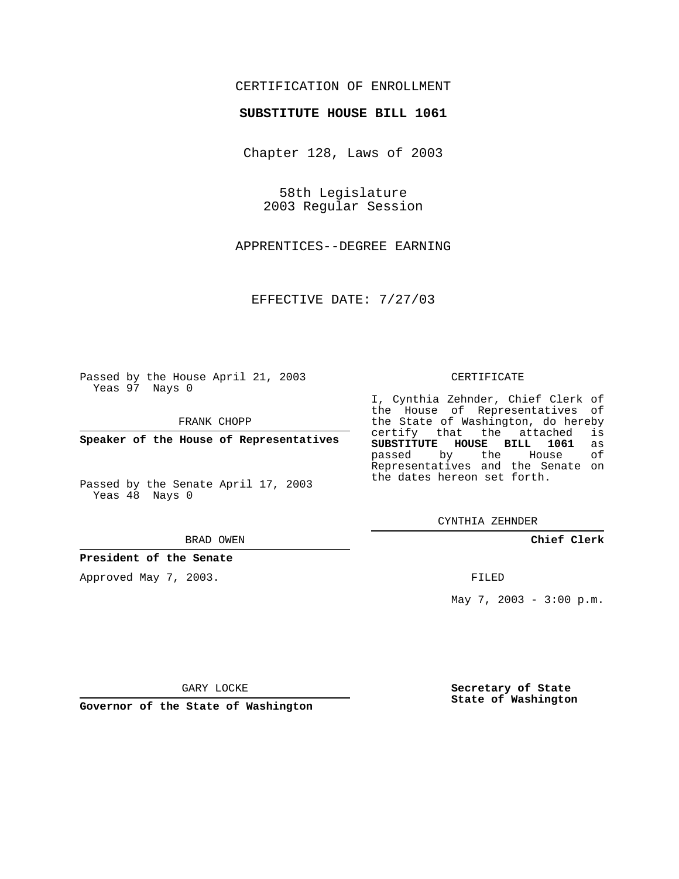CERTIFICATION OF ENROLLMENT

**SUBSTITUTE HOUSE BILL 1061**

Chapter 128, Laws of 2003

58th Legislature
2003 Regular Session

APPRENTICES--DEGREE EARNING

EFFECTIVE DATE: 7/27/03

Passed by the House April 21, 2003
Yeas 97 Nays 0

FRANK CHOPP

**Speaker of the House of Representatives**

Passed by the Senate April 17, 2003
Yeas 48 Nays 0

BRAD OWEN

**President of the Senate**

Approved May 7, 2003.

GARY LOCKE

**Governor of the State of Washington**

CERTIFICATE

I, Cynthia Zehnder, Chief Clerk of the House of Representatives of the State of Washington, do hereby certify that the attached is **SUBSTITUTE HOUSE BILL 1061** as passed by the House of Representatives and the Senate on the dates hereon set forth.

CYNTHIA ZEHNDER

**Chief Clerk**

FILED

May 7, 2003 - 3:00 p.m.

**Secretary of State**
**State of Washington**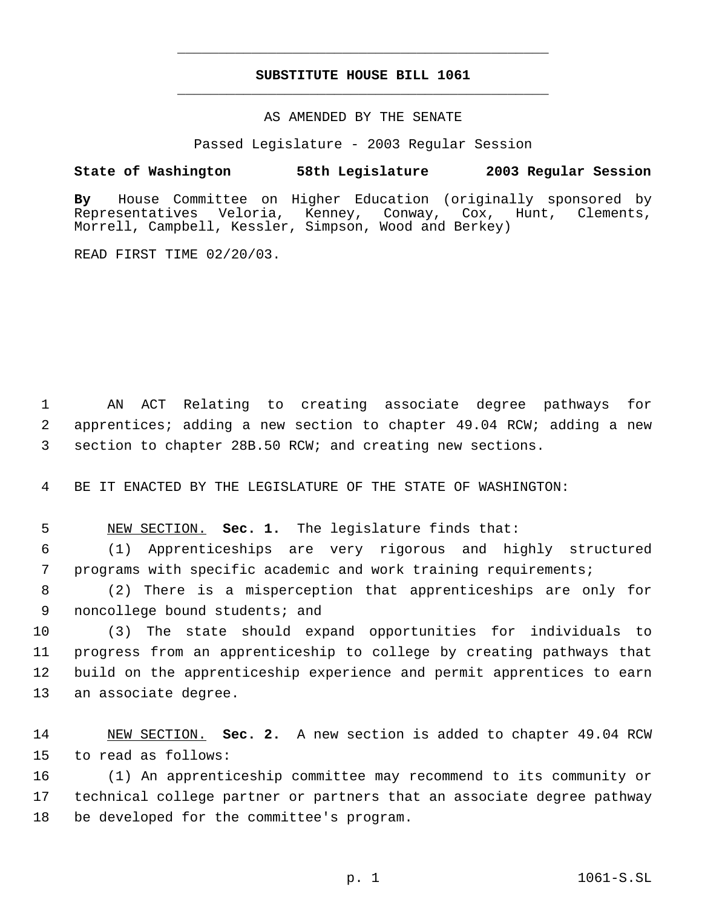# SUBSTITUTE HOUSE BILL 1061

AS AMENDED BY THE SENATE

Passed Legislature - 2003 Regular Session

**State of Washington 58th Legislature 2003 Regular Session**

**By** House Committee on Higher Education (originally sponsored by Representatives Veloria, Kenney, Conway, Cox, Hunt, Clements, Morrell, Campbell, Kessler, Simpson, Wood and Berkey)

READ FIRST TIME 02/20/03.

AN ACT Relating to creating associate degree pathways for apprentices; adding a new section to chapter 49.04 RCW; adding a new section to chapter 28B.50 RCW; and creating new sections.

BE IT ENACTED BY THE LEGISLATURE OF THE STATE OF WASHINGTON:

NEW SECTION. **Sec. 1.** The legislature finds that:

(1) Apprenticeships are very rigorous and highly structured programs with specific academic and work training requirements;

(2) There is a misperception that apprenticeships are only for noncollege bound students; and

(3) The state should expand opportunities for individuals to progress from an apprenticeship to college by creating pathways that build on the apprenticeship experience and permit apprentices to earn an associate degree.

NEW SECTION. **Sec. 2.** A new section is added to chapter 49.04 RCW to read as follows:

(1) An apprenticeship committee may recommend to its community or technical college partner or partners that an associate degree pathway be developed for the committee's program.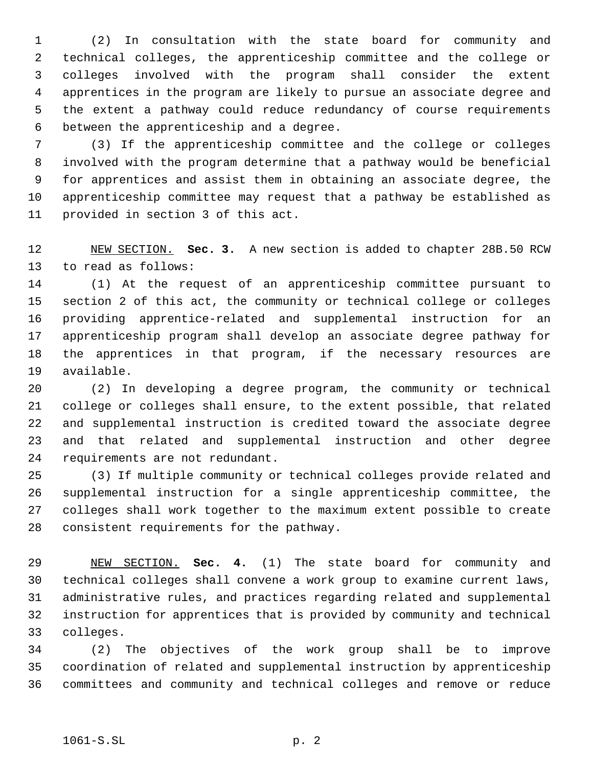(2) In consultation with the state board for community and technical colleges, the apprenticeship committee and the college or colleges involved with the program shall consider the extent apprentices in the program are likely to pursue an associate degree and the extent a pathway could reduce redundancy of course requirements between the apprenticeship and a degree.

(3) If the apprenticeship committee and the college or colleges involved with the program determine that a pathway would be beneficial for apprentices and assist them in obtaining an associate degree, the apprenticeship committee may request that a pathway be established as provided in section 3 of this act.

NEW SECTION. **Sec. 3.** A new section is added to chapter 28B.50 RCW to read as follows:

(1) At the request of an apprenticeship committee pursuant to section 2 of this act, the community or technical college or colleges providing apprentice-related and supplemental instruction for an apprenticeship program shall develop an associate degree pathway for the apprentices in that program, if the necessary resources are available.

(2) In developing a degree program, the community or technical college or colleges shall ensure, to the extent possible, that related and supplemental instruction is credited toward the associate degree and that related and supplemental instruction and other degree requirements are not redundant.

(3) If multiple community or technical colleges provide related and supplemental instruction for a single apprenticeship committee, the colleges shall work together to the maximum extent possible to create consistent requirements for the pathway.

NEW SECTION. **Sec. 4.** (1) The state board for community and technical colleges shall convene a work group to examine current laws, administrative rules, and practices regarding related and supplemental instruction for apprentices that is provided by community and technical colleges.

(2) The objectives of the work group shall be to improve coordination of related and supplemental instruction by apprenticeship committees and community and technical colleges and remove or reduce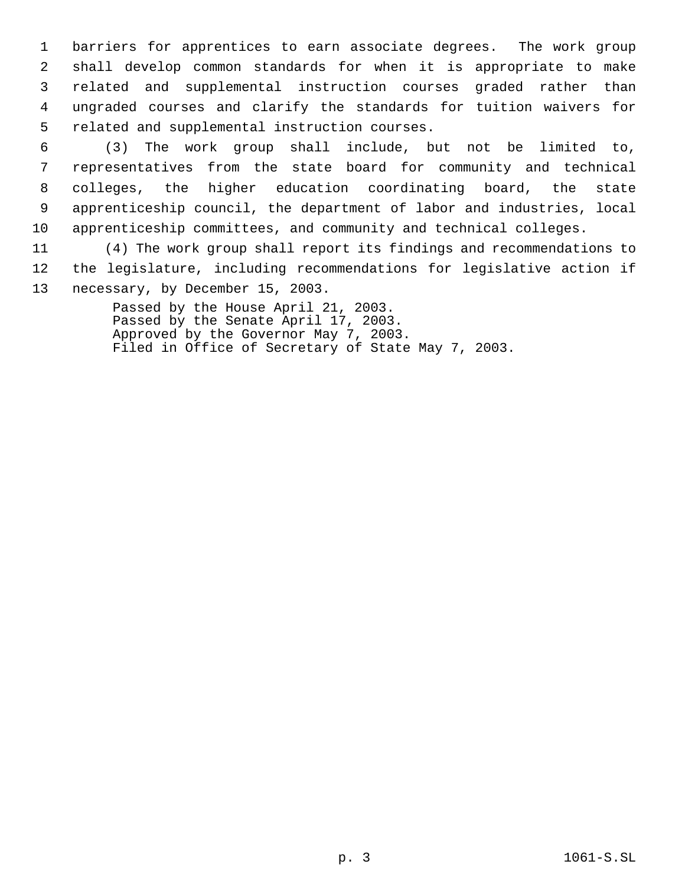barriers for apprentices to earn associate degrees. The work group shall develop common standards for when it is appropriate to make related and supplemental instruction courses graded rather than ungraded courses and clarify the standards for tuition waivers for related and supplemental instruction courses.

(3) The work group shall include, but not be limited to, representatives from the state board for community and technical colleges, the higher education coordinating board, the state apprenticeship council, the department of labor and industries, local apprenticeship committees, and community and technical colleges.

(4) The work group shall report its findings and recommendations to the legislature, including recommendations for legislative action if necessary, by December 15, 2003.

Passed by the House April 21, 2003.
Passed by the Senate April 17, 2003.
Approved by the Governor May 7, 2003.
Filed in Office of Secretary of State May 7, 2003.